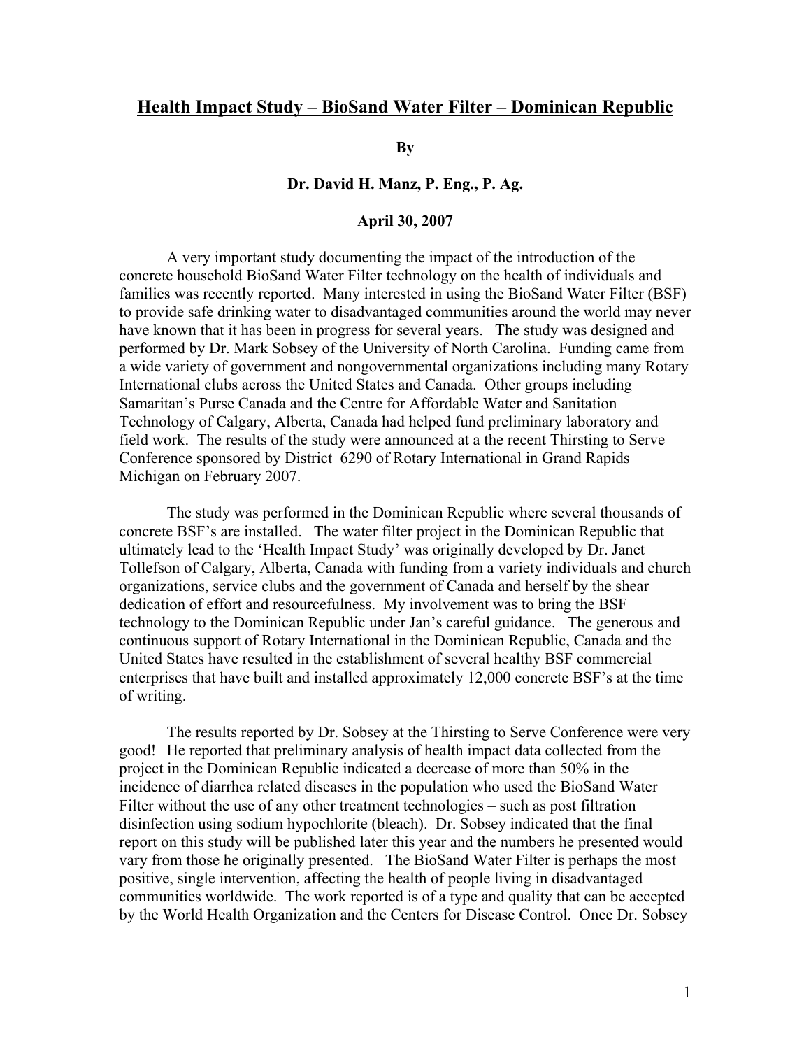# Health Impact Study – BioSand Water Filter – Dominican Republic

**By**

**Dr. David H. Manz, P. Eng., P. Ag.**

**April 30, 2007**

A very important study documenting the impact of the introduction of the concrete household BioSand Water Filter technology on the health of individuals and families was recently reported. Many interested in using the BioSand Water Filter (BSF) to provide safe drinking water to disadvantaged communities around the world may never have known that it has been in progress for several years. The study was designed and performed by Dr. Mark Sobsey of the University of North Carolina. Funding came from a wide variety of government and nongovernmental organizations including many Rotary International clubs across the United States and Canada. Other groups including Samaritan's Purse Canada and the Centre for Affordable Water and Sanitation Technology of Calgary, Alberta, Canada had helped fund preliminary laboratory and field work. The results of the study were announced at a the recent Thirsting to Serve Conference sponsored by District 6290 of Rotary International in Grand Rapids Michigan on February 2007.

The study was performed in the Dominican Republic where several thousands of concrete BSF's are installed. The water filter project in the Dominican Republic that ultimately lead to the 'Health Impact Study' was originally developed by Dr. Janet Tollefson of Calgary, Alberta, Canada with funding from a variety individuals and church organizations, service clubs and the government of Canada and herself by the shear dedication of effort and resourcefulness. My involvement was to bring the BSF technology to the Dominican Republic under Jan's careful guidance. The generous and continuous support of Rotary International in the Dominican Republic, Canada and the United States have resulted in the establishment of several healthy BSF commercial enterprises that have built and installed approximately 12,000 concrete BSF's at the time of writing.

The results reported by Dr. Sobsey at the Thirsting to Serve Conference were very good! He reported that preliminary analysis of health impact data collected from the project in the Dominican Republic indicated a decrease of more than 50% in the incidence of diarrhea related diseases in the population who used the BioSand Water Filter without the use of any other treatment technologies – such as post filtration disinfection using sodium hypochlorite (bleach). Dr. Sobsey indicated that the final report on this study will be published later this year and the numbers he presented would vary from those he originally presented. The BioSand Water Filter is perhaps the most positive, single intervention, affecting the health of people living in disadvantaged communities worldwide. The work reported is of a type and quality that can be accepted by the World Health Organization and the Centers for Disease Control. Once Dr. Sobsey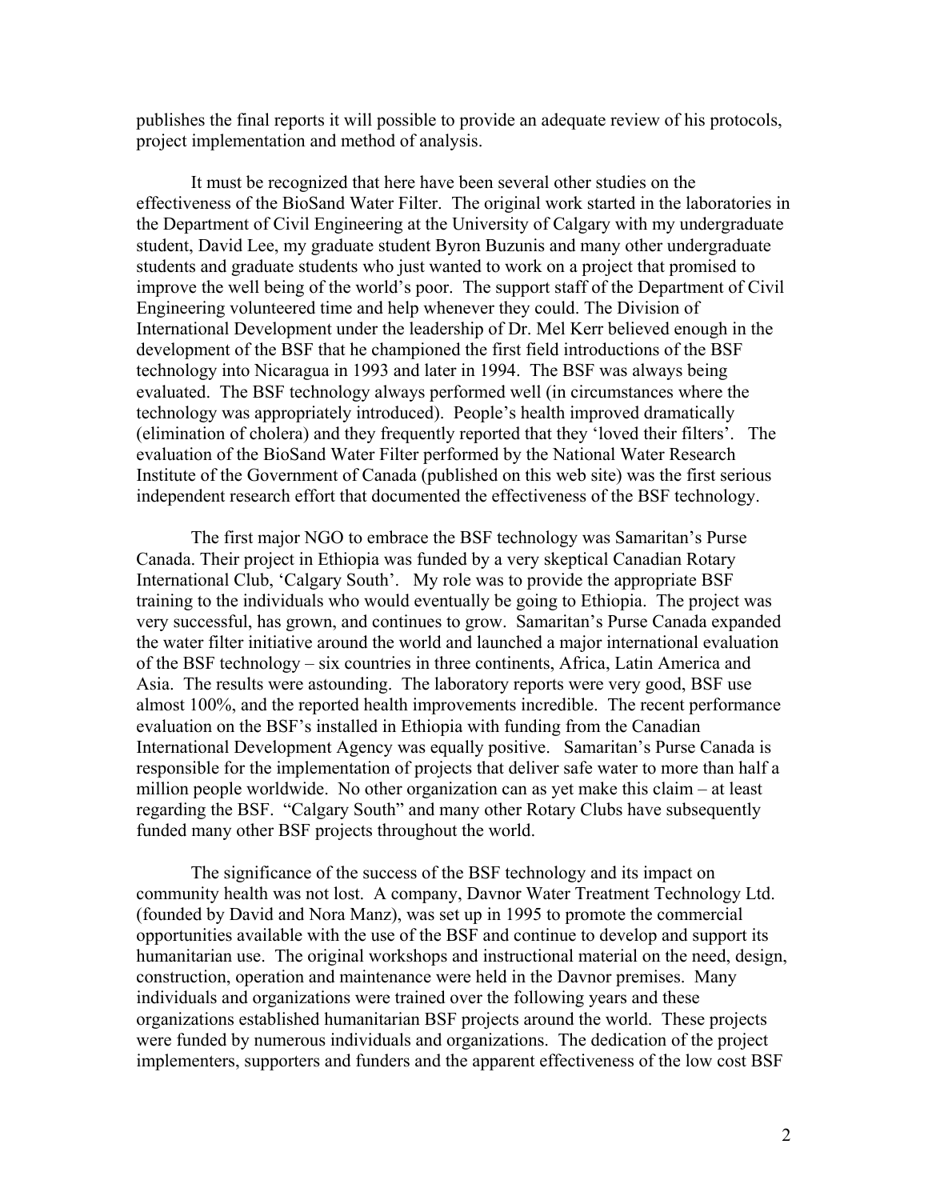publishes the final reports it will possible to provide an adequate review of his protocols, project implementation and method of analysis.

It must be recognized that here have been several other studies on the effectiveness of the BioSand Water Filter. The original work started in the laboratories in the Department of Civil Engineering at the University of Calgary with my undergraduate student, David Lee, my graduate student Byron Buzunis and many other undergraduate students and graduate students who just wanted to work on a project that promised to improve the well being of the world's poor. The support staff of the Department of Civil Engineering volunteered time and help whenever they could. The Division of International Development under the leadership of Dr. Mel Kerr believed enough in the development of the BSF that he championed the first field introductions of the BSF technology into Nicaragua in 1993 and later in 1994. The BSF was always being evaluated. The BSF technology always performed well (in circumstances where the technology was appropriately introduced). People's health improved dramatically (elimination of cholera) and they frequently reported that they 'loved their filters'. The evaluation of the BioSand Water Filter performed by the National Water Research Institute of the Government of Canada (published on this web site) was the first serious independent research effort that documented the effectiveness of the BSF technology.

The first major NGO to embrace the BSF technology was Samaritan's Purse Canada. Their project in Ethiopia was funded by a very skeptical Canadian Rotary International Club, 'Calgary South'. My role was to provide the appropriate BSF training to the individuals who would eventually be going to Ethiopia. The project was very successful, has grown, and continues to grow. Samaritan's Purse Canada expanded the water filter initiative around the world and launched a major international evaluation of the BSF technology – six countries in three continents, Africa, Latin America and Asia. The results were astounding. The laboratory reports were very good, BSF use almost 100%, and the reported health improvements incredible. The recent performance evaluation on the BSF's installed in Ethiopia with funding from the Canadian International Development Agency was equally positive. Samaritan's Purse Canada is responsible for the implementation of projects that deliver safe water to more than half a million people worldwide. No other organization can as yet make this claim – at least regarding the BSF. "Calgary South" and many other Rotary Clubs have subsequently funded many other BSF projects throughout the world.

The significance of the success of the BSF technology and its impact on community health was not lost. A company, Davnor Water Treatment Technology Ltd. (founded by David and Nora Manz), was set up in 1995 to promote the commercial opportunities available with the use of the BSF and continue to develop and support its humanitarian use. The original workshops and instructional material on the need, design, construction, operation and maintenance were held in the Davnor premises. Many individuals and organizations were trained over the following years and these organizations established humanitarian BSF projects around the world. These projects were funded by numerous individuals and organizations. The dedication of the project implementers, supporters and funders and the apparent effectiveness of the low cost BSF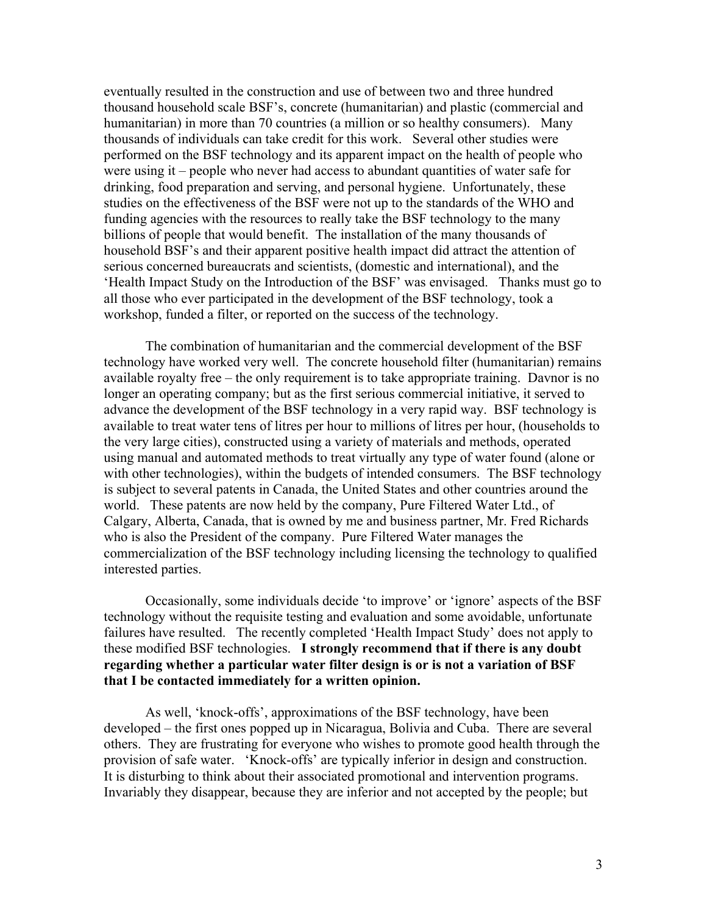eventually resulted in the construction and use of between two and three hundred thousand household scale BSF's, concrete (humanitarian) and plastic (commercial and humanitarian) in more than 70 countries (a million or so healthy consumers). Many thousands of individuals can take credit for this work. Several other studies were performed on the BSF technology and its apparent impact on the health of people who were using it – people who never had access to abundant quantities of water safe for drinking, food preparation and serving, and personal hygiene. Unfortunately, these studies on the effectiveness of the BSF were not up to the standards of the WHO and funding agencies with the resources to really take the BSF technology to the many billions of people that would benefit. The installation of the many thousands of household BSF's and their apparent positive health impact did attract the attention of serious concerned bureaucrats and scientists, (domestic and international), and the 'Health Impact Study on the Introduction of the BSF' was envisaged. Thanks must go to all those who ever participated in the development of the BSF technology, took a workshop, funded a filter, or reported on the success of the technology.

The combination of humanitarian and the commercial development of the BSF technology have worked very well. The concrete household filter (humanitarian) remains available royalty free – the only requirement is to take appropriate training. Davnor is no longer an operating company; but as the first serious commercial initiative, it served to advance the development of the BSF technology in a very rapid way. BSF technology is available to treat water tens of litres per hour to millions of litres per hour, (households to the very large cities), constructed using a variety of materials and methods, operated using manual and automated methods to treat virtually any type of water found (alone or with other technologies), within the budgets of intended consumers. The BSF technology is subject to several patents in Canada, the United States and other countries around the world. These patents are now held by the company, Pure Filtered Water Ltd., of Calgary, Alberta, Canada, that is owned by me and business partner, Mr. Fred Richards who is also the President of the company. Pure Filtered Water manages the commercialization of the BSF technology including licensing the technology to qualified interested parties.

Occasionally, some individuals decide 'to improve' or 'ignore' aspects of the BSF technology without the requisite testing and evaluation and some avoidable, unfortunate failures have resulted. The recently completed 'Health Impact Study' does not apply to these modified BSF technologies. **I strongly recommend that if there is any doubt regarding whether a particular water filter design is or is not a variation of BSF that I be contacted immediately for a written opinion.**

As well, 'knock-offs', approximations of the BSF technology, have been developed – the first ones popped up in Nicaragua, Bolivia and Cuba. There are several others. They are frustrating for everyone who wishes to promote good health through the provision of safe water. 'Knock-offs' are typically inferior in design and construction. It is disturbing to think about their associated promotional and intervention programs. Invariably they disappear, because they are inferior and not accepted by the people; but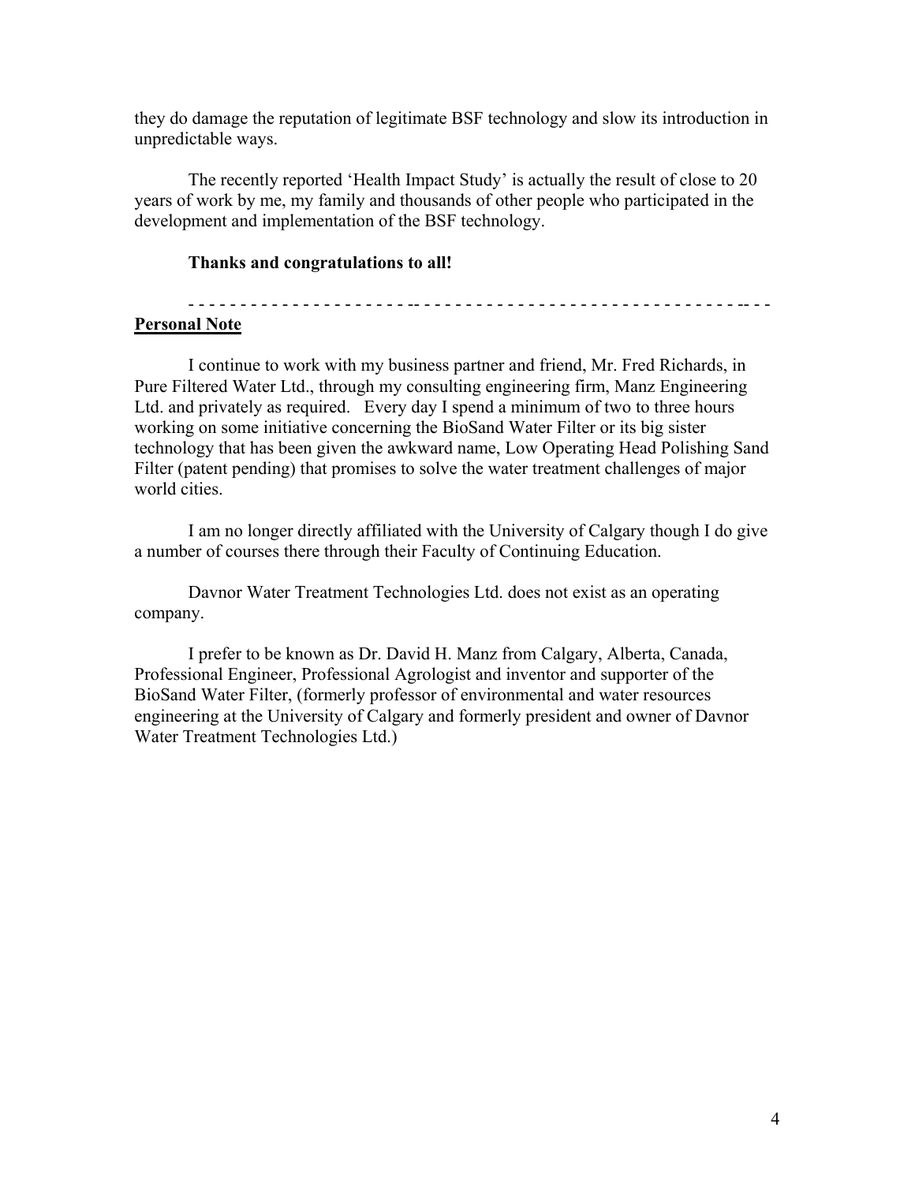they do damage the reputation of legitimate BSF technology and slow its introduction in unpredictable ways.

The recently reported 'Health Impact Study' is actually the result of close to 20 years of work by me, my family and thousands of other people who participated in the development and implementation of the BSF technology.

**Thanks and congratulations to all!**

- - - - - - - - - - - - - - - - - - - - - - - - - - - - - - - - - - - - - - - - - - - - - - - - - - - - - - - -

**<u>Personal Note</u>**

I continue to work with my business partner and friend, Mr. Fred Richards, in Pure Filtered Water Ltd., through my consulting engineering firm, Manz Engineering Ltd. and privately as required. Every day I spend a minimum of two to three hours working on some initiative concerning the BioSand Water Filter or its big sister technology that has been given the awkward name, Low Operating Head Polishing Sand Filter (patent pending) that promises to solve the water treatment challenges of major world cities.

I am no longer directly affiliated with the University of Calgary though I do give a number of courses there through their Faculty of Continuing Education.

Davnor Water Treatment Technologies Ltd. does not exist as an operating company.

I prefer to be known as Dr. David H. Manz from Calgary, Alberta, Canada, Professional Engineer, Professional Agrologist and inventor and supporter of the BioSand Water Filter, (formerly professor of environmental and water resources engineering at the University of Calgary and formerly president and owner of Davnor Water Treatment Technologies Ltd.)